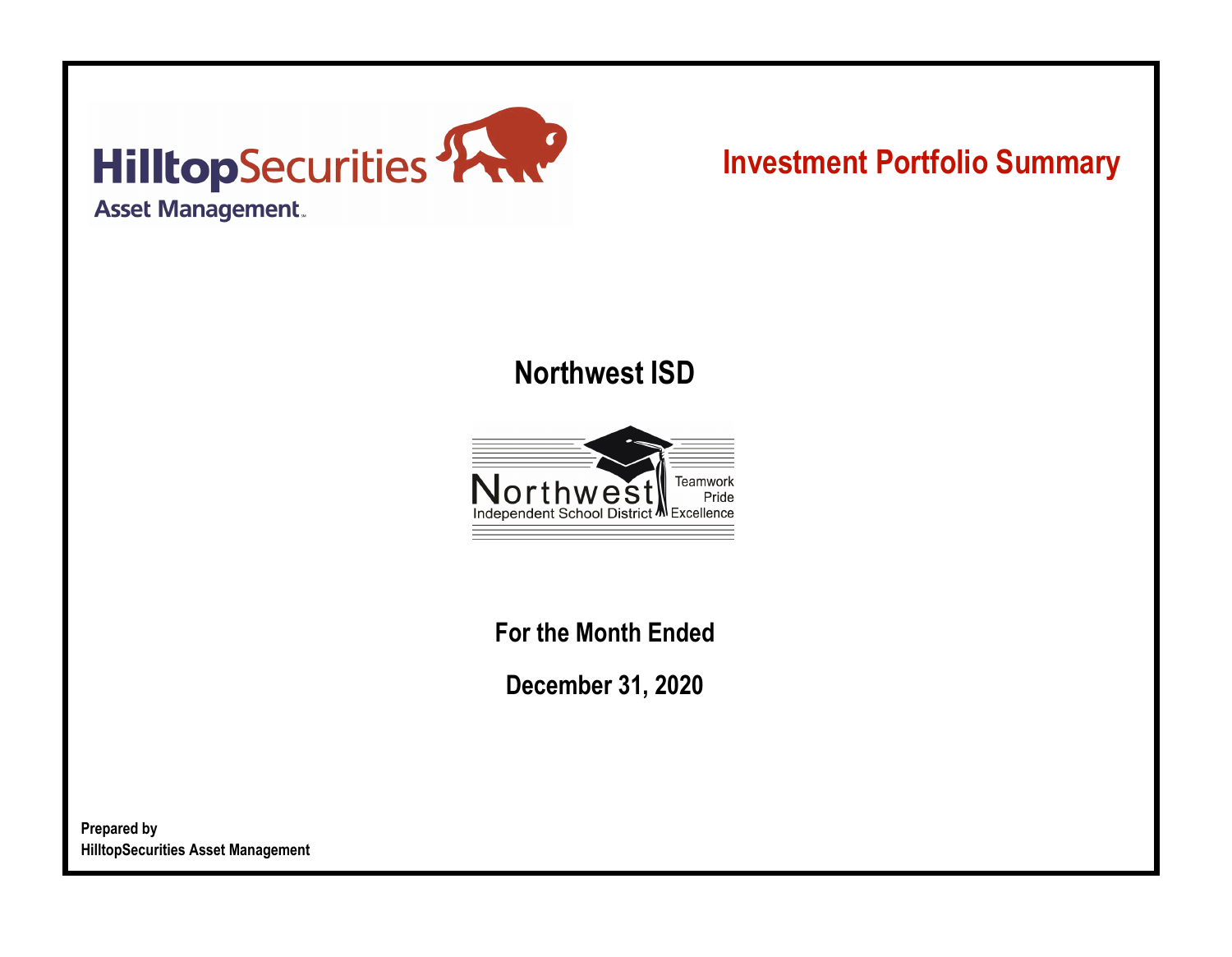HilltopSecurities
Asset Management

# Investment Portfolio Summary

## Northwest ISD

Northwest Independent School District
Teamwork
Pride
Excellence

**For the Month Ended**

**December 31, 2020**

**Prepared by**
**HilltopSecurities Asset Management**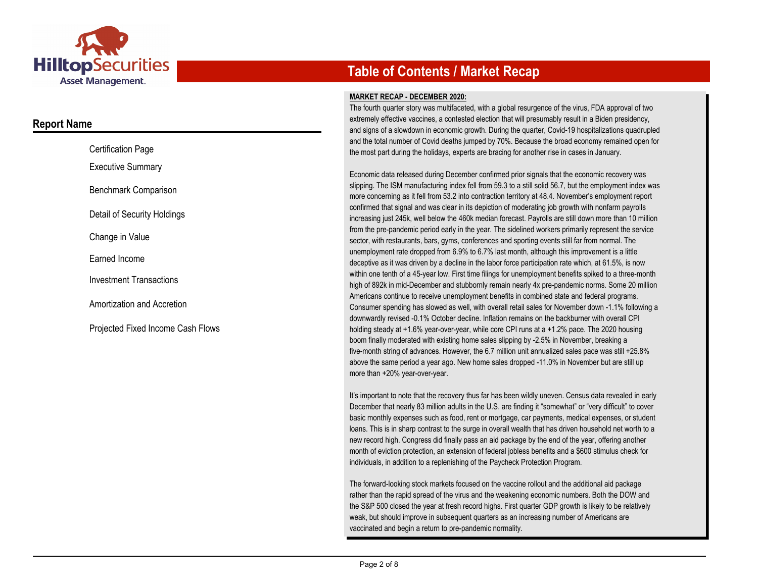# Table of Contents / Market Recap

## Report Name

- Certification Page
- Executive Summary
- Benchmark Comparison
- Detail of Security Holdings
- Change in Value
- Earned Income
- Investment Transactions
- Amortization and Accretion
- Projected Fixed Income Cash Flows

**MARKET RECAP - DECEMBER 2020:**

The fourth quarter story was multifaceted, with a global resurgence of the virus, FDA approval of two extremely effective vaccines, a contested election that will presumably result in a Biden presidency, and signs of a slowdown in economic growth. During the quarter, Covid-19 hospitalizations quadrupled and the total number of Covid deaths jumped by 70%. Because the broad economy remained open for the most part during the holidays, experts are bracing for another rise in cases in January.

Economic data released during December confirmed prior signals that the economic recovery was slipping. The ISM manufacturing index fell from 59.3 to a still solid 56.7, but the employment index was more concerning as it fell from 53.2 into contraction territory at 48.4. November's employment report confirmed that signal and was clear in its depiction of moderating job growth with nonfarm payrolls increasing just 245k, well below the 460k median forecast. Payrolls are still down more than 10 million from the pre-pandemic period early in the year. The sidelined workers primarily represent the service sector, with restaurants, bars, gyms, conferences and sporting events still far from normal. The unemployment rate dropped from 6.9% to 6.7% last month, although this improvement is a little deceptive as it was driven by a decline in the labor force participation rate which, at 61.5%, is now within one tenth of a 45-year low. First time filings for unemployment benefits spiked to a three-month high of 892k in mid-December and stubbornly remain nearly 4x pre-pandemic norms. Some 20 million Americans continue to receive unemployment benefits in combined state and federal programs. Consumer spending has slowed as well, with overall retail sales for November down -1.1% following a downwardly revised -0.1% October decline. Inflation remains on the backburner with overall CPI holding steady at +1.6% year-over-year, while core CPI runs at a +1.2% pace. The 2020 housing boom finally moderated with existing home sales slipping by -2.5% in November, breaking a five-month string of advances. However, the 6.7 million unit annualized sales pace was still +25.8% above the same period a year ago. New home sales dropped -11.0% in November but are still up more than +20% year-over-year.

It's important to note that the recovery thus far has been wildly uneven. Census data revealed in early December that nearly 83 million adults in the U.S. are finding it "somewhat" or "very difficult" to cover basic monthly expenses such as food, rent or mortgage, car payments, medical expenses, or student loans. This is in sharp contrast to the surge in overall wealth that has driven household net worth to a new record high. Congress did finally pass an aid package by the end of the year, offering another month of eviction protection, an extension of federal jobless benefits and a $600 stimulus check for individuals, in addition to a replenishing of the Paycheck Protection Program.

The forward-looking stock markets focused on the vaccine rollout and the additional aid package rather than the rapid spread of the virus and the weakening economic numbers. Both the DOW and the S&P 500 closed the year at fresh record highs. First quarter GDP growth is likely to be relatively weak, but should improve in subsequent quarters as an increasing number of Americans are vaccinated and begin a return to pre-pandemic normality.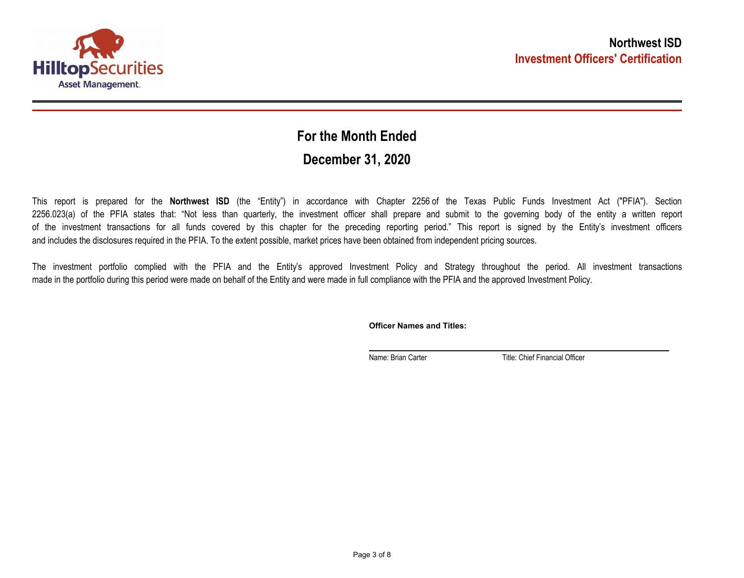**Northwest ISD**
**Investment Officers' Certification**

## For the Month Ended

## December 31, 2020

This report is prepared for the **Northwest ISD** (the "Entity") in accordance with Chapter 2256 of the Texas Public Funds Investment Act ("PFIA"). Section 2256.023(a) of the PFIA states that: "Not less than quarterly, the investment officer shall prepare and submit to the governing body of the entity a written report of the investment transactions for all funds covered by this chapter for the preceding reporting period." This report is signed by the Entity's investment officers and includes the disclosures required in the PFIA. To the extent possible, market prices have been obtained from independent pricing sources.

The investment portfolio complied with the PFIA and the Entity's approved Investment Policy and Strategy throughout the period. All investment transactions made in the portfolio during this period were made on behalf of the Entity and were made in full compliance with the PFIA and the approved Investment Policy.

**Officer Names and Titles:**

Name: Brian Carter    Title: Chief Financial Officer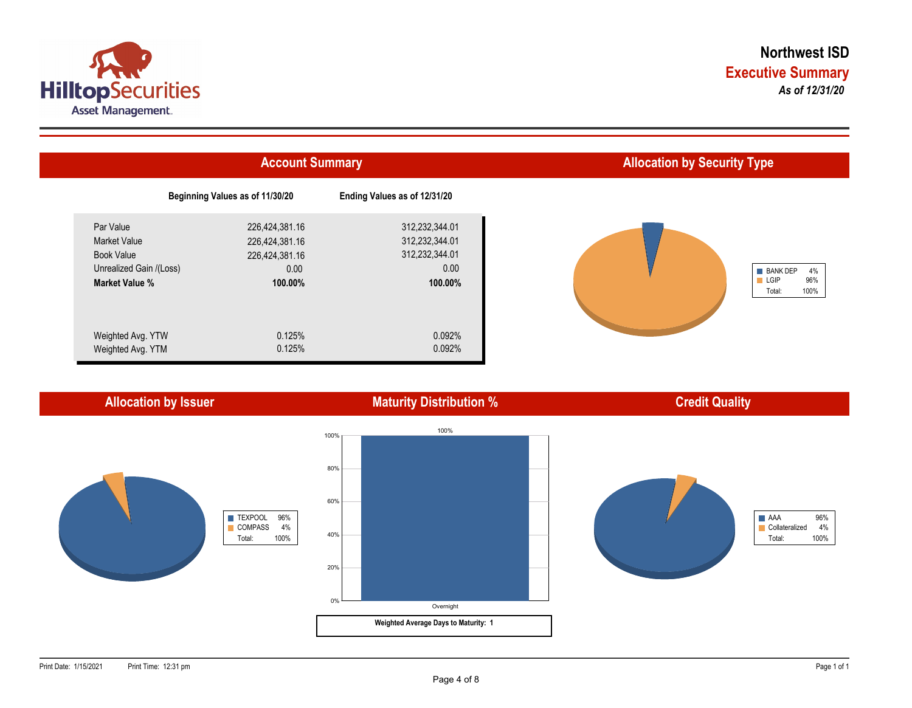# Northwest ISD

## Executive Summary

*As of 12/31/20*

## Account Summary

| | Beginning Values as of 11/30/20 | Ending Values as of 12/31/20 |
|---|---|---|
| Par Value | 226,424,381.16 | 312,232,344.01 |
| Market Value | 226,424,381.16 | 312,232,344.01 |
| Book Value | 226,424,381.16 | 312,232,344.01 |
| Unrealized Gain /(Loss) | 0.00 | 0.00 |
| **Market Value %** | **100.00%** | **100.00%** |
| Weighted Avg. YTW | 0.125% | 0.092% |
| Weighted Avg. YTM | 0.125% | 0.092% |

## Allocation by Security Type

| | |
|---|---|
| BANK DEP | 4% |
| LGIP | 96% |
| Total: | 100% |

## Allocation by Issuer

| | |
|---|---|
| TEXPOOL | 96% |
| COMPASS | 4% |
| Total: | 100% |

## Maturity Distribution %

| | |
|---|---|
| Overnight | 100% |

**Weighted Average Days to Maturity: 1**

## Credit Quality

| | |
|---|---|
| AAA | 96% |
| Collateralized | 4% |
| Total: | 100% |

Print Date: 1/15/2021 Print Time: 12:31 pm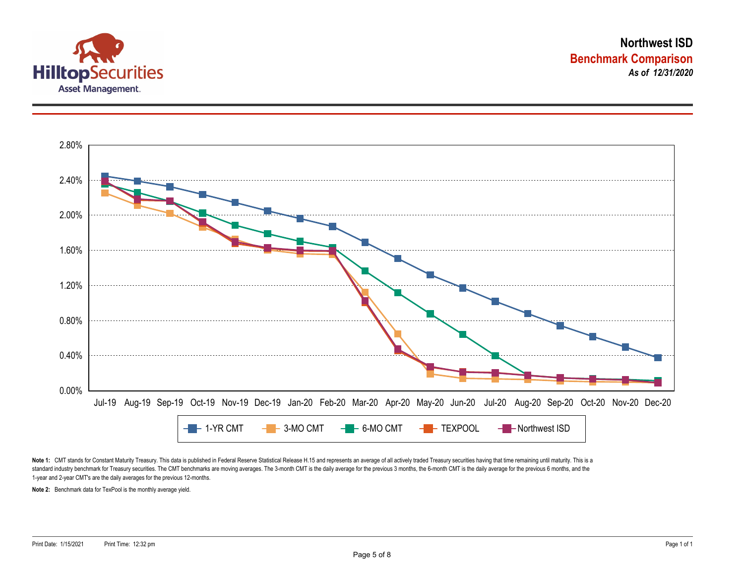# Northwest ISD

## Benchmark Comparison

***As of 12/31/2020***

2.80%
2.40%
2.00%
1.60%
1.20%
0.80%
0.40%
0.00%

Jul-19 Aug-19 Sep-19 Oct-19 Nov-19 Dec-19 Jan-20 Feb-20 Mar-20 Apr-20 May-20 Jun-20 Jul-20 Aug-20 Sep-20 Oct-20 Nov-20 Dec-20

1-YR CMT | 3-MO CMT | 6-MO CMT | TEXPOOL | Northwest ISD

**Note 1:** CMT stands for Constant Maturity Treasury. This data is published in Federal Reserve Statistical Release H.15 and represents an average of all actively traded Treasury securities having that time remaining until maturity. This is a standard industry benchmark for Treasury securities. The CMT benchmarks are moving averages. The 3-month CMT is the daily average for the previous 3 months, the 6-month CMT is the daily average for the previous 6 months, and the 1-year and 2-year CMT's are the daily averages for the previous 12-months.

**Note 2:** Benchmark data for TexPool is the monthly average yield.

Print Date: 1/15/2021 Print Time: 12:32 pm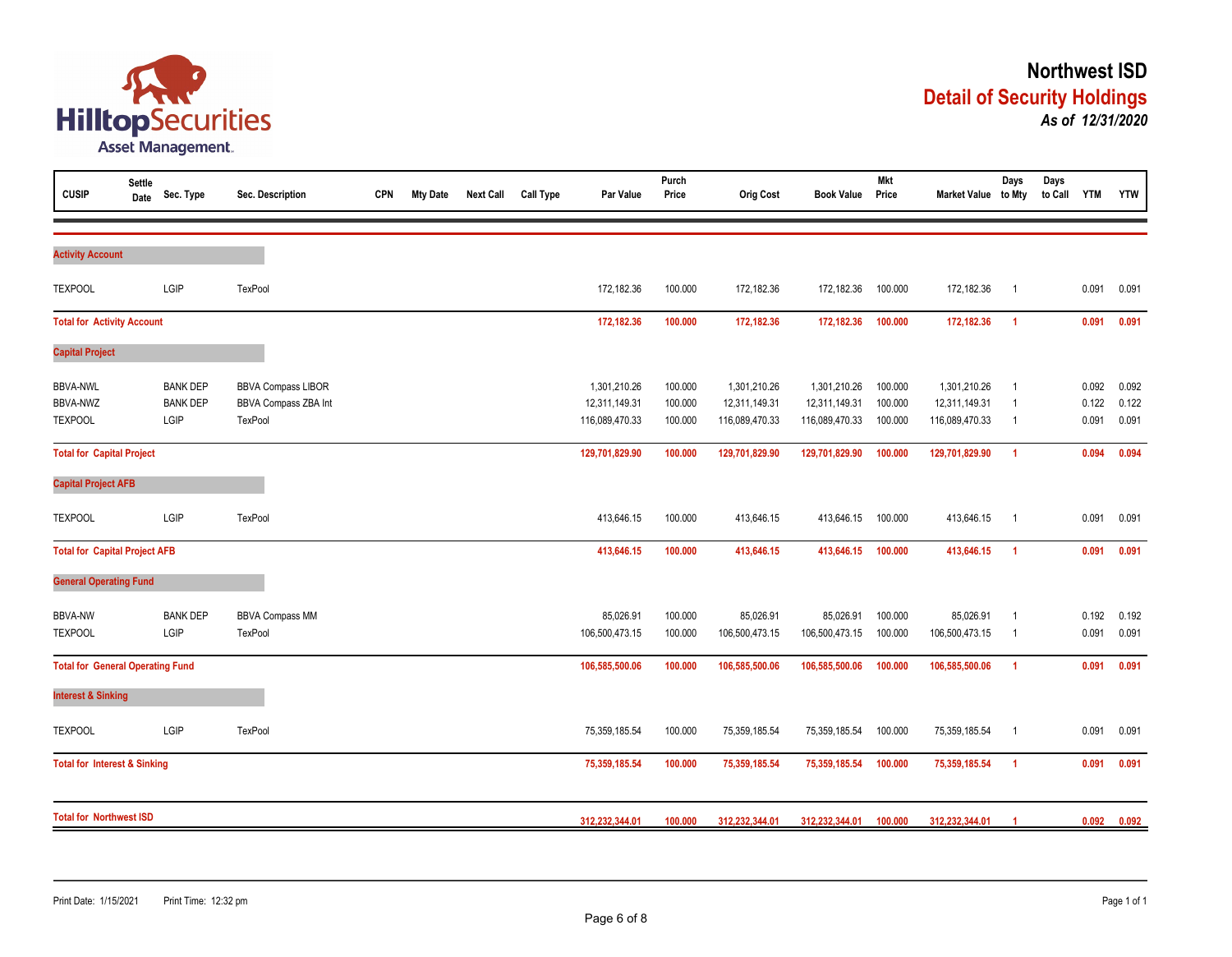# Northwest ISD

## Detail of Security Holdings

*As of 12/31/2020*

HilltopSecurities Asset Management

| CUSIP | Settle Date | Sec. Type | Sec. Description | CPN | Mty Date | Next Call | Call Type | Par Value | Purch Price | Orig Cost | Book Value | Mkt Price | Market Value | Days to Mty | Days to Call | YTM | YTW |
|---|---|---|---|---|---|---|---|---|---|---|---|---|---|---|---|---|---|
| **Activity Account** | | | | | | | | | | | | | | | | | |
| TEXPOOL | | LGIP | TexPool | | | | | 172,182.36 | 100.000 | 172,182.36 | 172,182.36 | 100.000 | 172,182.36 | 1 | | 0.091 | 0.091 |
| **Total for Activity Account** | | | | | | | | **172,182.36** | **100.000** | **172,182.36** | **172,182.36** | **100.000** | **172,182.36** | **1** | | **0.091** | **0.091** |
| **Capital Project** | | | | | | | | | | | | | | | | | |
| BBVA-NWL | | BANK DEP | BBVA Compass LIBOR | | | | | 1,301,210.26 | 100.000 | 1,301,210.26 | 1,301,210.26 | 100.000 | 1,301,210.26 | 1 | | 0.092 | 0.092 |
| BBVA-NWZ | | BANK DEP | BBVA Compass ZBA Int | | | | | 12,311,149.31 | 100.000 | 12,311,149.31 | 12,311,149.31 | 100.000 | 12,311,149.31 | 1 | | 0.122 | 0.122 |
| TEXPOOL | | LGIP | TexPool | | | | | 116,089,470.33 | 100.000 | 116,089,470.33 | 116,089,470.33 | 100.000 | 116,089,470.33 | 1 | | 0.091 | 0.091 |
| **Total for Capital Project** | | | | | | | | **129,701,829.90** | **100.000** | **129,701,829.90** | **129,701,829.90** | **100.000** | **129,701,829.90** | **1** | | **0.094** | **0.094** |
| **Capital Project AFB** | | | | | | | | | | | | | | | | | |
| TEXPOOL | | LGIP | TexPool | | | | | 413,646.15 | 100.000 | 413,646.15 | 413,646.15 | 100.000 | 413,646.15 | 1 | | 0.091 | 0.091 |
| **Total for Capital Project AFB** | | | | | | | | **413,646.15** | **100.000** | **413,646.15** | **413,646.15** | **100.000** | **413,646.15** | **1** | | **0.091** | **0.091** |
| **General Operating Fund** | | | | | | | | | | | | | | | | | |
| BBVA-NW | | BANK DEP | BBVA Compass MM | | | | | 85,026.91 | 100.000 | 85,026.91 | 85,026.91 | 100.000 | 85,026.91 | 1 | | 0.192 | 0.192 |
| TEXPOOL | | LGIP | TexPool | | | | | 106,500,473.15 | 100.000 | 106,500,473.15 | 106,500,473.15 | 100.000 | 106,500,473.15 | 1 | | 0.091 | 0.091 |
| **Total for General Operating Fund** | | | | | | | | **106,585,500.06** | **100.000** | **106,585,500.06** | **106,585,500.06** | **100.000** | **106,585,500.06** | **1** | | **0.091** | **0.091** |
| **Interest & Sinking** | | | | | | | | | | | | | | | | | |
| TEXPOOL | | LGIP | TexPool | | | | | 75,359,185.54 | 100.000 | 75,359,185.54 | 75,359,185.54 | 100.000 | 75,359,185.54 | 1 | | 0.091 | 0.091 |
| **Total for Interest & Sinking** | | | | | | | | **75,359,185.54** | **100.000** | **75,359,185.54** | **75,359,185.54** | **100.000** | **75,359,185.54** | **1** | | **0.091** | **0.091** |
| **Total for Northwest ISD** | | | | | | | | **312,232,344.01** | **100.000** | **312,232,344.01** | **312,232,344.01** | **100.000** | **312,232,344.01** | **1** | | **0.092** | **0.092** |

Print Date: 1/15/2021 Print Time: 12:32 pm Page 1 of 1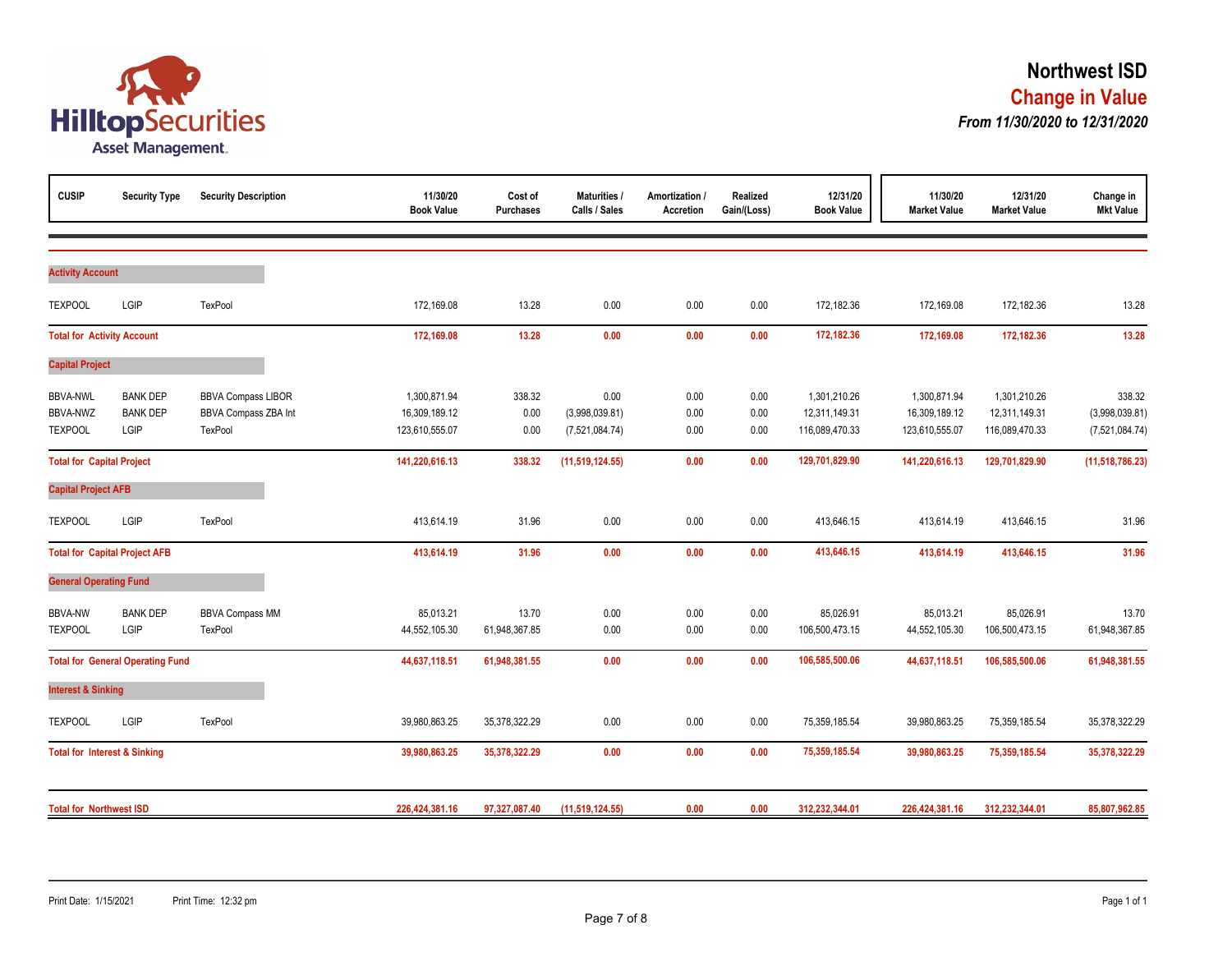# Northwest ISD

## Change in Value

***From 11/30/2020 to 12/31/2020***

| CUSIP | Security Type | Security Description | 11/30/20 Book Value | Cost of Purchases | Maturities / Calls / Sales | Amortization / Accretion | Realized Gain/(Loss) | 12/31/20 Book Value | 11/30/20 Market Value | 12/31/20 Market Value | Change in Mkt Value |
|---|---|---|---|---|---|---|---|---|---|---|---|
| **Activity Account** | | | | | | | | | | | |
| TEXPOOL | LGIP | TexPool | 172,169.08 | 13.28 | 0.00 | 0.00 | 0.00 | 172,182.36 | 172,169.08 | 172,182.36 | 13.28 |
| **Total for Activity Account** | | | **172,169.08** | **13.28** | **0.00** | **0.00** | **0.00** | **172,182.36** | **172,169.08** | **172,182.36** | **13.28** |
| **Capital Project** | | | | | | | | | | | |
| BBVA-NWL | BANK DEP | BBVA Compass LIBOR | 1,300,871.94 | 338.32 | 0.00 | 0.00 | 0.00 | 1,301,210.26 | 1,300,871.94 | 1,301,210.26 | 338.32 |
| BBVA-NWZ | BANK DEP | BBVA Compass ZBA Int | 16,309,189.12 | 0.00 | (3,998,039.81) | 0.00 | 0.00 | 12,311,149.31 | 16,309,189.12 | 12,311,149.31 | (3,998,039.81) |
| TEXPOOL | LGIP | TexPool | 123,610,555.07 | 0.00 | (7,521,084.74) | 0.00 | 0.00 | 116,089,470.33 | 123,610,555.07 | 116,089,470.33 | (7,521,084.74) |
| **Total for Capital Project** | | | **141,220,616.13** | **338.32** | **(11,519,124.55)** | **0.00** | **0.00** | **129,701,829.90** | **141,220,616.13** | **129,701,829.90** | **(11,518,786.23)** |
| **Capital Project AFB** | | | | | | | | | | | |
| TEXPOOL | LGIP | TexPool | 413,614.19 | 31.96 | 0.00 | 0.00 | 0.00 | 413,646.15 | 413,614.19 | 413,646.15 | 31.96 |
| **Total for Capital Project AFB** | | | **413,614.19** | **31.96** | **0.00** | **0.00** | **0.00** | **413,646.15** | **413,614.19** | **413,646.15** | **31.96** |
| **General Operating Fund** | | | | | | | | | | | |
| BBVA-NW | BANK DEP | BBVA Compass MM | 85,013.21 | 13.70 | 0.00 | 0.00 | 0.00 | 85,026.91 | 85,013.21 | 85,026.91 | 13.70 |
| TEXPOOL | LGIP | TexPool | 44,552,105.30 | 61,948,367.85 | 0.00 | 0.00 | 0.00 | 106,500,473.15 | 44,552,105.30 | 106,500,473.15 | 61,948,367.85 |
| **Total for General Operating Fund** | | | **44,637,118.51** | **61,948,381.55** | **0.00** | **0.00** | **0.00** | **106,585,500.06** | **44,637,118.51** | **106,585,500.06** | **61,948,381.55** |
| **Interest & Sinking** | | | | | | | | | | | |
| TEXPOOL | LGIP | TexPool | 39,980,863.25 | 35,378,322.29 | 0.00 | 0.00 | 0.00 | 75,359,185.54 | 39,980,863.25 | 75,359,185.54 | 35,378,322.29 |
| **Total for Interest & Sinking** | | | **39,980,863.25** | **35,378,322.29** | **0.00** | **0.00** | **0.00** | **75,359,185.54** | **39,980,863.25** | **75,359,185.54** | **35,378,322.29** |
| **Total for Northwest ISD** | | | **226,424,381.16** | **97,327,087.40** | **(11,519,124.55)** | **0.00** | **0.00** | **312,232,344.01** | **226,424,381.16** | **312,232,344.01** | **85,807,962.85** |

Print Date: 1/15/2021 Print Time: 12:32 pm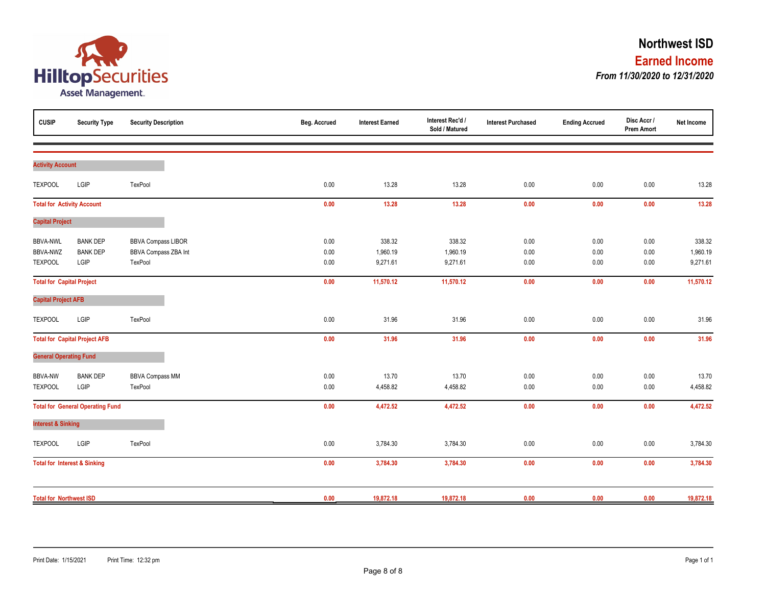HilltopSecurities Asset Management.

# Northwest ISD
## Earned Income
### *From 11/30/2020 to 12/31/2020*

| CUSIP | Security Type | Security Description | Beg. Accrued | Interest Earned | Interest Rec'd / Sold / Matured | Interest Purchased | Ending Accrued | Disc Accr / Prem Amort | Net Income |
|---|---|---|---|---|---|---|---|---|---|
| **Activity Account** | | | | | | | | | |
| TEXPOOL | LGIP | TexPool | 0.00 | 13.28 | 13.28 | 0.00 | 0.00 | 0.00 | 13.28 |
| **Total for Activity Account** | | | **0.00** | **13.28** | **13.28** | **0.00** | **0.00** | **0.00** | **13.28** |
| **Capital Project** | | | | | | | | | |
| BBVA-NWL | BANK DEP | BBVA Compass LIBOR | 0.00 | 338.32 | 338.32 | 0.00 | 0.00 | 0.00 | 338.32 |
| BBVA-NWZ | BANK DEP | BBVA Compass ZBA Int | 0.00 | 1,960.19 | 1,960.19 | 0.00 | 0.00 | 0.00 | 1,960.19 |
| TEXPOOL | LGIP | TexPool | 0.00 | 9,271.61 | 9,271.61 | 0.00 | 0.00 | 0.00 | 9,271.61 |
| **Total for Capital Project** | | | **0.00** | **11,570.12** | **11,570.12** | **0.00** | **0.00** | **0.00** | **11,570.12** |
| **Capital Project AFB** | | | | | | | | | |
| TEXPOOL | LGIP | TexPool | 0.00 | 31.96 | 31.96 | 0.00 | 0.00 | 0.00 | 31.96 |
| **Total for Capital Project AFB** | | | **0.00** | **31.96** | **31.96** | **0.00** | **0.00** | **0.00** | **31.96** |
| **General Operating Fund** | | | | | | | | | |
| BBVA-NW | BANK DEP | BBVA Compass MM | 0.00 | 13.70 | 13.70 | 0.00 | 0.00 | 0.00 | 13.70 |
| TEXPOOL | LGIP | TexPool | 0.00 | 4,458.82 | 4,458.82 | 0.00 | 0.00 | 0.00 | 4,458.82 |
| **Total for General Operating Fund** | | | **0.00** | **4,472.52** | **4,472.52** | **0.00** | **0.00** | **0.00** | **4,472.52** |
| **Interest & Sinking** | | | | | | | | | |
| TEXPOOL | LGIP | TexPool | 0.00 | 3,784.30 | 3,784.30 | 0.00 | 0.00 | 0.00 | 3,784.30 |
| **Total for Interest & Sinking** | | | **0.00** | **3,784.30** | **3,784.30** | **0.00** | **0.00** | **0.00** | **3,784.30** |
| **Total for Northwest ISD** | | | **0.00** | **19,872.18** | **19,872.18** | **0.00** | **0.00** | **0.00** | **19,872.18** |

Print Date: 1/15/2021 Print Time: 12:32 pm

Page 1 of 1